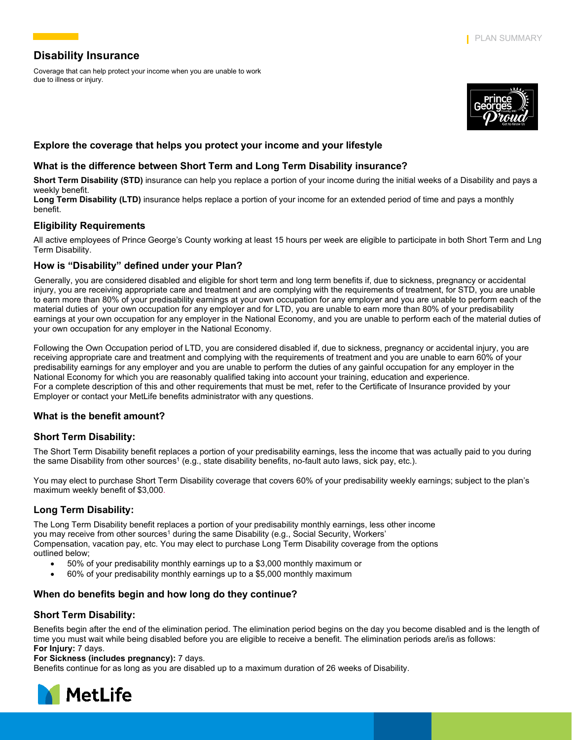# Disability Insurance

Coverage that can help protect your income when you are unable to work due to illness or injury.

## Explore the coverage that helps you protect your income and your lifestyle

### What is the difference between Short Term and Long Term Disability insurance?

**Short Term Disability (STD)** insurance can help you replace a portion of your income during the initial weeks of a Disability and pays a weekly benefit.
**Long Term Disability (LTD)** insurance helps replace a portion of your income for an extended period of time and pays a monthly benefit.

### Eligibility Requirements

All active employees of Prince George's County working at least 15 hours per week are eligible to participate in both Short Term and Lng Term Disability.

### How is "Disability" defined under your Plan?

Generally, you are considered disabled and eligible for short term and long term benefits if, due to sickness, pregnancy or accidental injury, you are receiving appropriate care and treatment and are complying with the requirements of treatment, for STD, you are unable to earn more than 80% of your predisability earnings at your own occupation for any employer and you are unable to perform each of the material duties of your own occupation for any employer and for LTD, you are unable to earn more than 80% of your predisability earnings at your own occupation for any employer in the National Economy, and you are unable to perform each of the material duties of your own occupation for any employer in the National Economy.

Following the Own Occupation period of LTD, you are considered disabled if, due to sickness, pregnancy or accidental injury, you are receiving appropriate care and treatment and complying with the requirements of treatment and you are unable to earn 60% of your predisability earnings for any employer and you are unable to perform the duties of any gainful occupation for any employer in the National Economy for which you are reasonably qualified taking into account your training, education and experience.
For a complete description of this and other requirements that must be met, refer to the Certificate of Insurance provided by your Employer or contact your MetLife benefits administrator with any questions.

### What is the benefit amount?

### Short Term Disability:

The Short Term Disability benefit replaces a portion of your predisability earnings, less the income that was actually paid to you during the same Disability from other sources[1] (e.g., state disability benefits, no-fault auto laws, sick pay, etc.).

You may elect to purchase Short Term Disability coverage that covers 60% of your predisability weekly earnings; subject to the plan's maximum weekly benefit of $3,000.

### Long Term Disability:

The Long Term Disability benefit replaces a portion of your predisability monthly earnings, less other income you may receive from other sources[1] during the same Disability (e.g., Social Security, Workers' Compensation, vacation pay, etc. You may elect to purchase Long Term Disability coverage from the options outlined below;

- 50% of your predisability monthly earnings up to a $3,000 monthly maximum or
- 60% of your predisability monthly earnings up to a $5,000 monthly maximum

### When do benefits begin and how long do they continue?

### Short Term Disability:

Benefits begin after the end of the elimination period. The elimination period begins on the day you become disabled and is the length of time you must wait while being disabled before you are eligible to receive a benefit. The elimination periods are/is as follows:
**For Injury:** 7 days.
**For Sickness (includes pregnancy):** 7 days.
Benefits continue for as long as you are disabled up to a maximum duration of 26 weeks of Disability.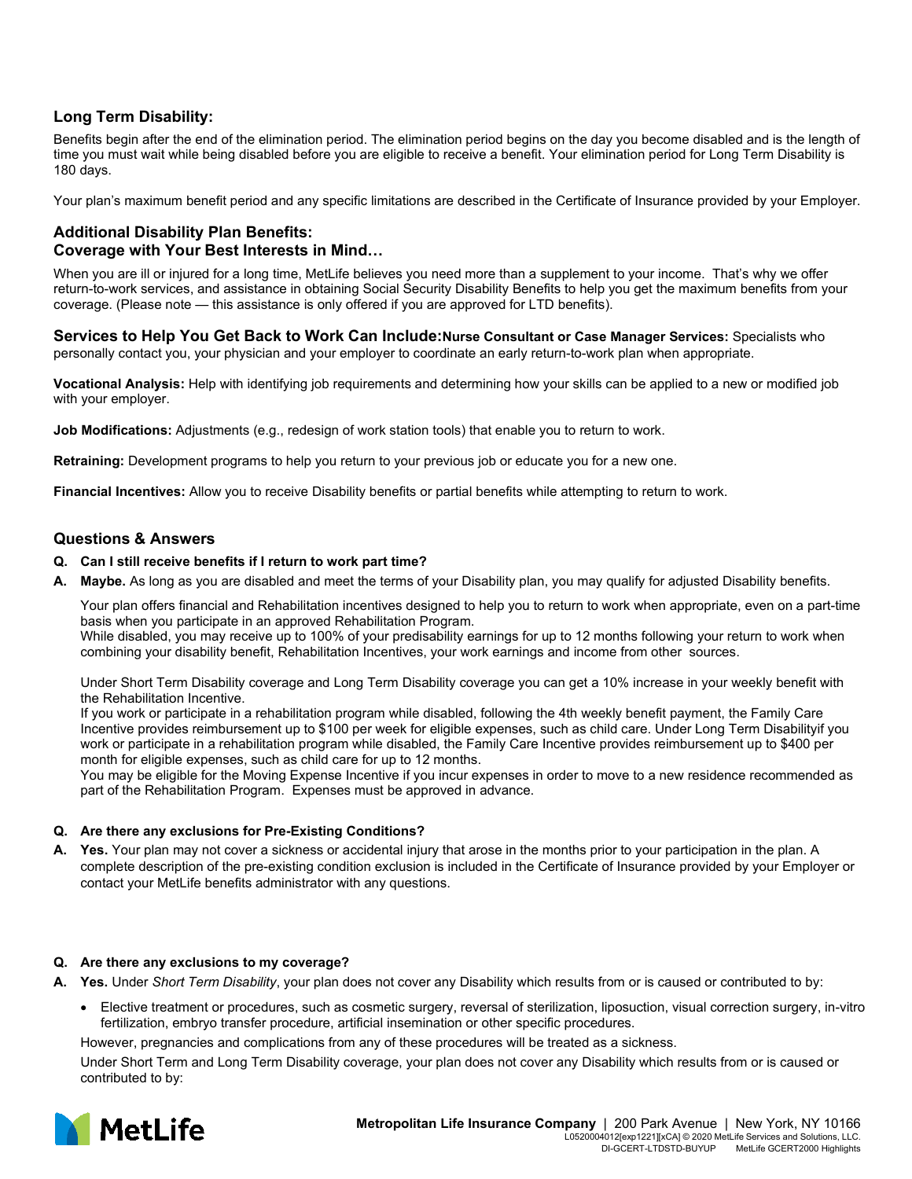### Long Term Disability:

Benefits begin after the end of the elimination period. The elimination period begins on the day you become disabled and is the length of time you must wait while being disabled before you are eligible to receive a benefit. Your elimination period for Long Term Disability is 180 days.

Your plan's maximum benefit period and any specific limitations are described in the Certificate of Insurance provided by your Employer.

### Additional Disability Plan Benefits: Coverage with Your Best Interests in Mind…

When you are ill or injured for a long time, MetLife believes you need more than a supplement to your income. That's why we offer return-to-work services, and assistance in obtaining Social Security Disability Benefits to help you get the maximum benefits from your coverage. (Please note — this assistance is only offered if you are approved for LTD benefits).

### Services to Help You Get Back to Work Can Include:

**Nurse Consultant or Case Manager Services:** Specialists who personally contact you, your physician and your employer to coordinate an early return-to-work plan when appropriate.

**Vocational Analysis:** Help with identifying job requirements and determining how your skills can be applied to a new or modified job with your employer.

**Job Modifications:** Adjustments (e.g., redesign of work station tools) that enable you to return to work.

**Retraining:** Development programs to help you return to your previous job or educate you for a new one.

**Financial Incentives:** Allow you to receive Disability benefits or partial benefits while attempting to return to work.

### Questions & Answers

**Q. Can I still receive benefits if I return to work part time?**

**A. Maybe.** As long as you are disabled and meet the terms of your Disability plan, you may qualify for adjusted Disability benefits.

Your plan offers financial and Rehabilitation incentives designed to help you to return to work when appropriate, even on a part-time basis when you participate in an approved Rehabilitation Program.
While disabled, you may receive up to 100% of your predisability earnings for up to 12 months following your return to work when combining your disability benefit, Rehabilitation Incentives, your work earnings and income from other sources.

Under Short Term Disability coverage and Long Term Disability coverage you can get a 10% increase in your weekly benefit with the Rehabilitation Incentive.
If you work or participate in a rehabilitation program while disabled, following the 4th weekly benefit payment, the Family Care Incentive provides reimbursement up to $100 per week for eligible expenses, such as child care. Under Long Term Disabilityif you work or participate in a rehabilitation program while disabled, the Family Care Incentive provides reimbursement up to $400 per month for eligible expenses, such as child care for up to 12 months.
You may be eligible for the Moving Expense Incentive if you incur expenses in order to move to a new residence recommended as part of the Rehabilitation Program. Expenses must be approved in advance.

**Q. Are there any exclusions for Pre-Existing Conditions?**

**A. Yes.** Your plan may not cover a sickness or accidental injury that arose in the months prior to your participation in the plan. A complete description of the pre-existing condition exclusion is included in the Certificate of Insurance provided by your Employer or contact your MetLife benefits administrator with any questions.

**Q. Are there any exclusions to my coverage?**

**A. Yes.** Under *Short Term Disability*, your plan does not cover any Disability which results from or is caused or contributed to by:

- Elective treatment or procedures, such as cosmetic surgery, reversal of sterilization, liposuction, visual correction surgery, in-vitro fertilization, embryo transfer procedure, artificial insemination or other specific procedures.

However, pregnancies and complications from any of these procedures will be treated as a sickness.

Under Short Term and Long Term Disability coverage, your plan does not cover any Disability which results from or is caused or contributed to by: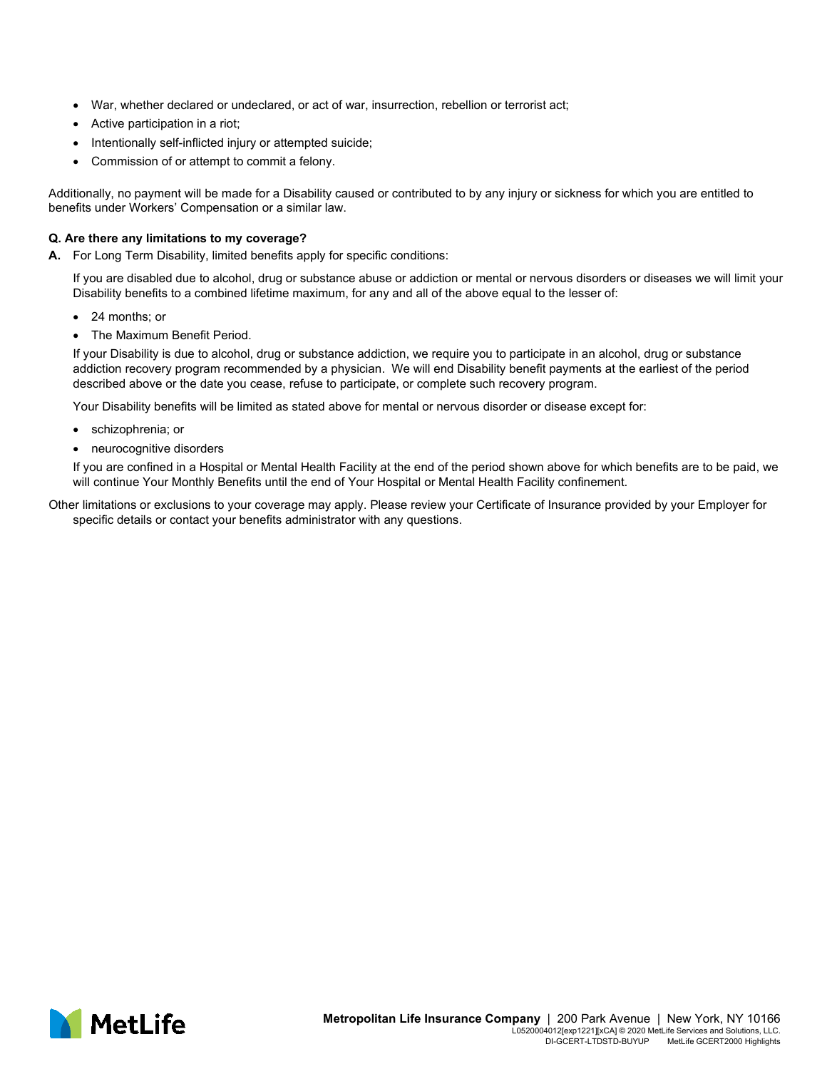- War, whether declared or undeclared, or act of war, insurrection, rebellion or terrorist act;
- Active participation in a riot;
- Intentionally self-inflicted injury or attempted suicide;
- Commission of or attempt to commit a felony.

Additionally, no payment will be made for a Disability caused or contributed to by any injury or sickness for which you are entitled to benefits under Workers' Compensation or a similar law.

**Q. Are there any limitations to my coverage?**

**A.** For Long Term Disability, limited benefits apply for specific conditions:

If you are disabled due to alcohol, drug or substance abuse or addiction or mental or nervous disorders or diseases we will limit your Disability benefits to a combined lifetime maximum, for any and all of the above equal to the lesser of:

- 24 months; or
- The Maximum Benefit Period.

If your Disability is due to alcohol, drug or substance addiction, we require you to participate in an alcohol, drug or substance addiction recovery program recommended by a physician. We will end Disability benefit payments at the earliest of the period described above or the date you cease, refuse to participate, or complete such recovery program.

Your Disability benefits will be limited as stated above for mental or nervous disorder or disease except for:

- schizophrenia; or
- neurocognitive disorders

If you are confined in a Hospital or Mental Health Facility at the end of the period shown above for which benefits are to be paid, we will continue Your Monthly Benefits until the end of Your Hospital or Mental Health Facility confinement.

Other limitations or exclusions to your coverage may apply. Please review your Certificate of Insurance provided by your Employer for specific details or contact your benefits administrator with any questions.

**Metropolitan Life Insurance Company** | 200 Park Avenue | New York, NY 10166

L0520004012[exp1221][xCA] © 2020 MetLife Services and Solutions, LLC.

DI-GCERT-LTDSTD-BUYUP MetLife GCERT2000 Highlights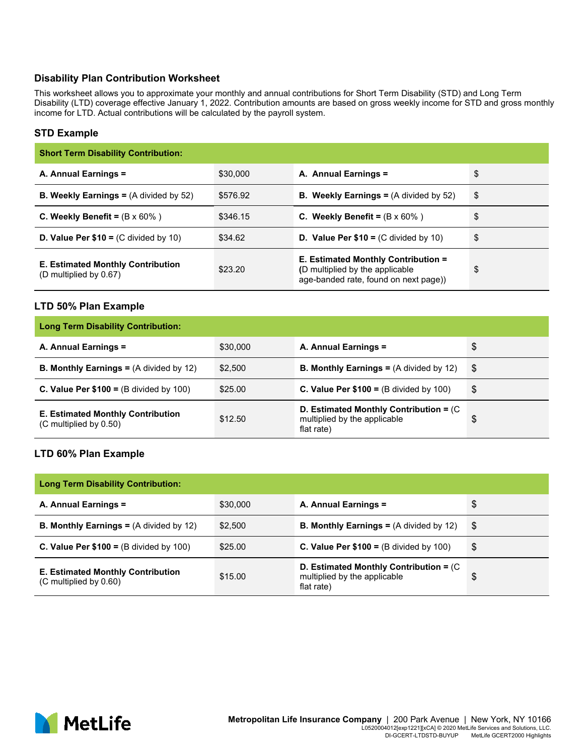## Disability Plan Contribution Worksheet

This worksheet allows you to approximate your monthly and annual contributions for Short Term Disability (STD) and Long Term Disability (LTD) coverage effective January 1, 2022. Contribution amounts are based on gross weekly income for STD and gross monthly income for LTD. Actual contributions will be calculated by the payroll system.

### STD Example

| **Short Term Disability Contribution:** | | | |
|---|---|---|---|
| **A. Annual Earnings =** | $30,000 | **A. Annual Earnings =** | $ |
| **B. Weekly Earnings =** (A divided by 52) | $576.92 | **B. Weekly Earnings =** (A divided by 52) | $ |
| **C. Weekly Benefit =** (B x 60% ) | $346.15 | **C. Weekly Benefit =** (B x 60% ) | $ |
| **D. Value Per $10 =** (C divided by 10) | $34.62 | **D. Value Per $10 =** (C divided by 10) | $ |
| **E. Estimated Monthly Contribution** (D multiplied by 0.67) | $23.20 | **E. Estimated Monthly Contribution =** **(**D multiplied by the applicable age-banded rate, found on next page)) | $ |

### LTD 50% Plan Example

| **Long Term Disability Contribution:** | | | |
|---|---|---|---|
| **A. Annual Earnings =** | $30,000 | **A. Annual Earnings =** | $ |
| **B. Monthly Earnings =** (A divided by 12) | $2,500 | **B. Monthly Earnings =** (A divided by 12) | $ |
| **C. Value Per $100 =** (B divided by 100) | $25.00 | **C. Value Per $100 =** (B divided by 100) | $ |
| **E. Estimated Monthly Contribution** (C multiplied by 0.50) | $12.50 | **D. Estimated Monthly Contribution =** (C multiplied by the applicable flat rate) | $ |

### LTD 60% Plan Example

| **Long Term Disability Contribution:** | | | |
|---|---|---|---|
| **A. Annual Earnings =** | $30,000 | **A. Annual Earnings =** | $ |
| **B. Monthly Earnings =** (A divided by 12) | $2,500 | **B. Monthly Earnings =** (A divided by 12) | $ |
| **C. Value Per $100 =** (B divided by 100) | $25.00 | **C. Value Per $100 =** (B divided by 100) | $ |
| **E. Estimated Monthly Contribution** (C multiplied by 0.60) | $15.00 | **D. Estimated Monthly Contribution =** (C multiplied by the applicable flat rate) | $ |

MetLife

**Metropolitan Life Insurance Company** | 200 Park Avenue | New York, NY 10166
L0520004012[exp1221][xCA] © 2020 MetLife Services and Solutions, LLC.
DI-GCERT-LTDSTD-BUYUP MetLife GCERT2000 Highlights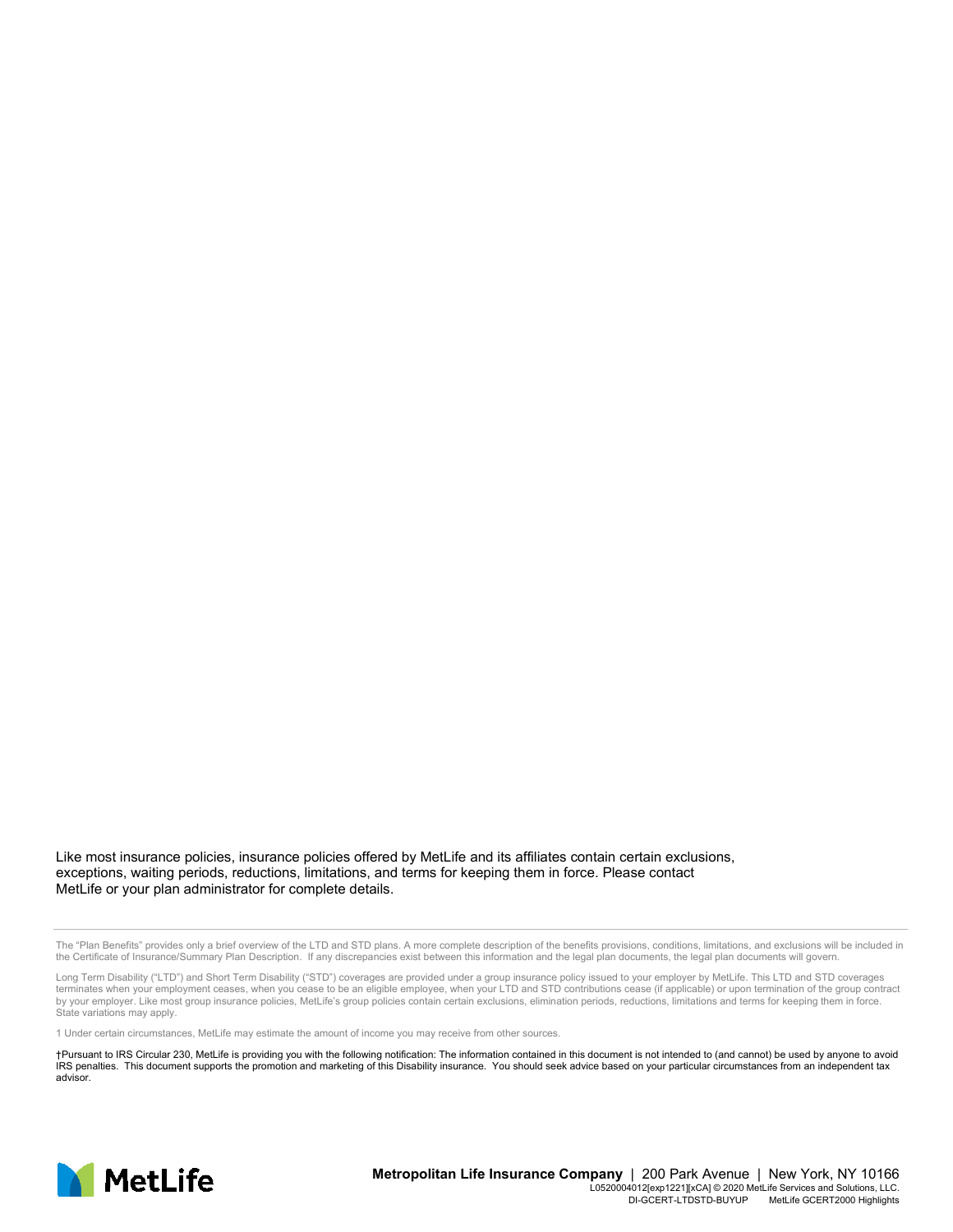Like most insurance policies, insurance policies offered by MetLife and its affiliates contain certain exclusions, exceptions, waiting periods, reductions, limitations, and terms for keeping them in force. Please contact MetLife or your plan administrator for complete details.

---

The "Plan Benefits" provides only a brief overview of the LTD and STD plans. A more complete description of the benefits provisions, conditions, limitations, and exclusions will be included in the Certificate of Insurance/Summary Plan Description. If any discrepancies exist between this information and the legal plan documents, the legal plan documents will govern.

Long Term Disability ("LTD") and Short Term Disability ("STD") coverages are provided under a group insurance policy issued to your employer by MetLife. This LTD and STD coverages terminates when your employment ceases, when you cease to be an eligible employee, when your LTD and STD contributions cease (if applicable) or upon termination of the group contract by your employer. Like most group insurance policies, MetLife's group policies contain certain exclusions, elimination periods, reductions, limitations and terms for keeping them in force. State variations may apply.

1 Under certain circumstances, MetLife may estimate the amount of income you may receive from other sources.

†Pursuant to IRS Circular 230, MetLife is providing you with the following notification: The information contained in this document is not intended to (and cannot) be used by anyone to avoid IRS penalties. This document supports the promotion and marketing of this Disability insurance. You should seek advice based on your particular circumstances from an independent tax advisor.

MetLife

**Metropolitan Life Insurance Company** | 200 Park Avenue | New York, NY 10166
L0520004012[exp1221][xCA] © 2020 MetLife Services and Solutions, LLC.
DI-GCERT-LTDSTD-BUYUP MetLife GCERT2000 Highlights